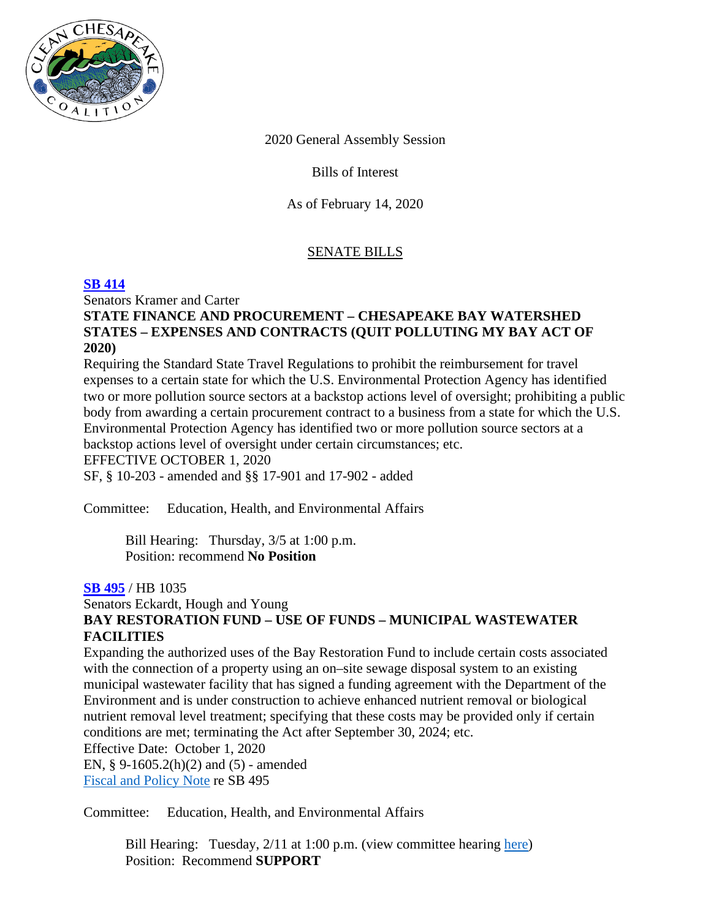2020 General Assembly Session

Bills of Interest

As of February 14, 2020

## SENATE BILLS

### [SB 414]

Senators Kramer and Carter

**STATE FINANCE AND PROCUREMENT – CHESAPEAKE BAY WATERSHED STATES – EXPENSES AND CONTRACTS (QUIT POLLUTING MY BAY ACT OF 2020)**

Requiring the Standard State Travel Regulations to prohibit the reimbursement for travel expenses to a certain state for which the U.S. Environmental Protection Agency has identified two or more pollution source sectors at a backstop actions level of oversight; prohibiting a public body from awarding a certain procurement contract to a business from a state for which the U.S. Environmental Protection Agency has identified two or more pollution source sectors at a backstop actions level of oversight under certain circumstances; etc.

EFFECTIVE OCTOBER 1, 2020

SF, § 10-203 - amended and §§ 17-901 and 17-902 - added

Committee: Education, Health, and Environmental Affairs

> Bill Hearing: Thursday, 3/5 at 1:00 p.m.
> Position: recommend **No Position**

### [SB 495] / HB 1035

Senators Eckardt, Hough and Young

**BAY RESTORATION FUND – USE OF FUNDS – MUNICIPAL WASTEWATER FACILITIES**

Expanding the authorized uses of the Bay Restoration Fund to include certain costs associated with the connection of a property using an on–site sewage disposal system to an existing municipal wastewater facility that has signed a funding agreement with the Department of the Environment and is under construction to achieve enhanced nutrient removal or biological nutrient removal level treatment; specifying that these costs may be provided only if certain conditions are met; terminating the Act after September 30, 2024; etc.

Effective Date: October 1, 2020

EN, § 9-1605.2(h)(2) and (5) - amended

[Fiscal and Policy Note] re SB 495

Committee: Education, Health, and Environmental Affairs

> Bill Hearing: Tuesday, 2/11 at 1:00 p.m. (view committee hearing [here])
> Position: Recommend **SUPPORT**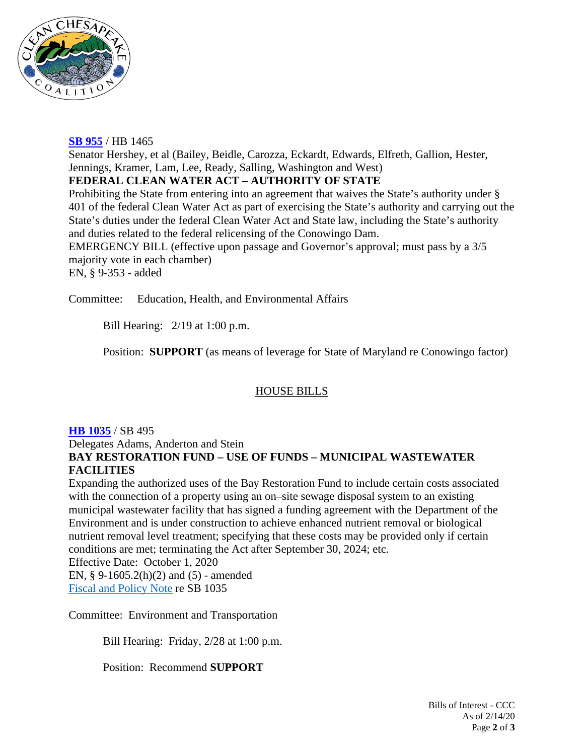**[SB 955](#)** / HB 1465
Senator Hershey, et al (Bailey, Beidle, Carozza, Eckardt, Edwards, Elfreth, Gallion, Hester, Jennings, Kramer, Lam, Lee, Ready, Salling, Washington and West)
**FEDERAL CLEAN WATER ACT – AUTHORITY OF STATE**
Prohibiting the State from entering into an agreement that waives the State's authority under § 401 of the federal Clean Water Act as part of exercising the State's authority and carrying out the State's duties under the federal Clean Water Act and State law, including the State's authority and duties related to the federal relicensing of the Conowingo Dam.
EMERGENCY BILL (effective upon passage and Governor's approval; must pass by a 3/5 majority vote in each chamber)
EN, § 9-353 - added

Committee: Education, Health, and Environmental Affairs

Bill Hearing: 2/19 at 1:00 p.m.

Position: **SUPPORT** (as means of leverage for State of Maryland re Conowingo factor)

## HOUSE BILLS

**[HB 1035](#)** / SB 495
Delegates Adams, Anderton and Stein
**BAY RESTORATION FUND – USE OF FUNDS – MUNICIPAL WASTEWATER FACILITIES**
Expanding the authorized uses of the Bay Restoration Fund to include certain costs associated with the connection of a property using an on–site sewage disposal system to an existing municipal wastewater facility that has signed a funding agreement with the Department of the Environment and is under construction to achieve enhanced nutrient removal or biological nutrient removal level treatment; specifying that these costs may be provided only if certain conditions are met; terminating the Act after September 30, 2024; etc.
Effective Date: October 1, 2020
EN, § 9-1605.2(h)(2) and (5) - amended
[Fiscal and Policy Note](#) re SB 1035

Committee: Environment and Transportation

Bill Hearing: Friday, 2/28 at 1:00 p.m.

Position: Recommend **SUPPORT**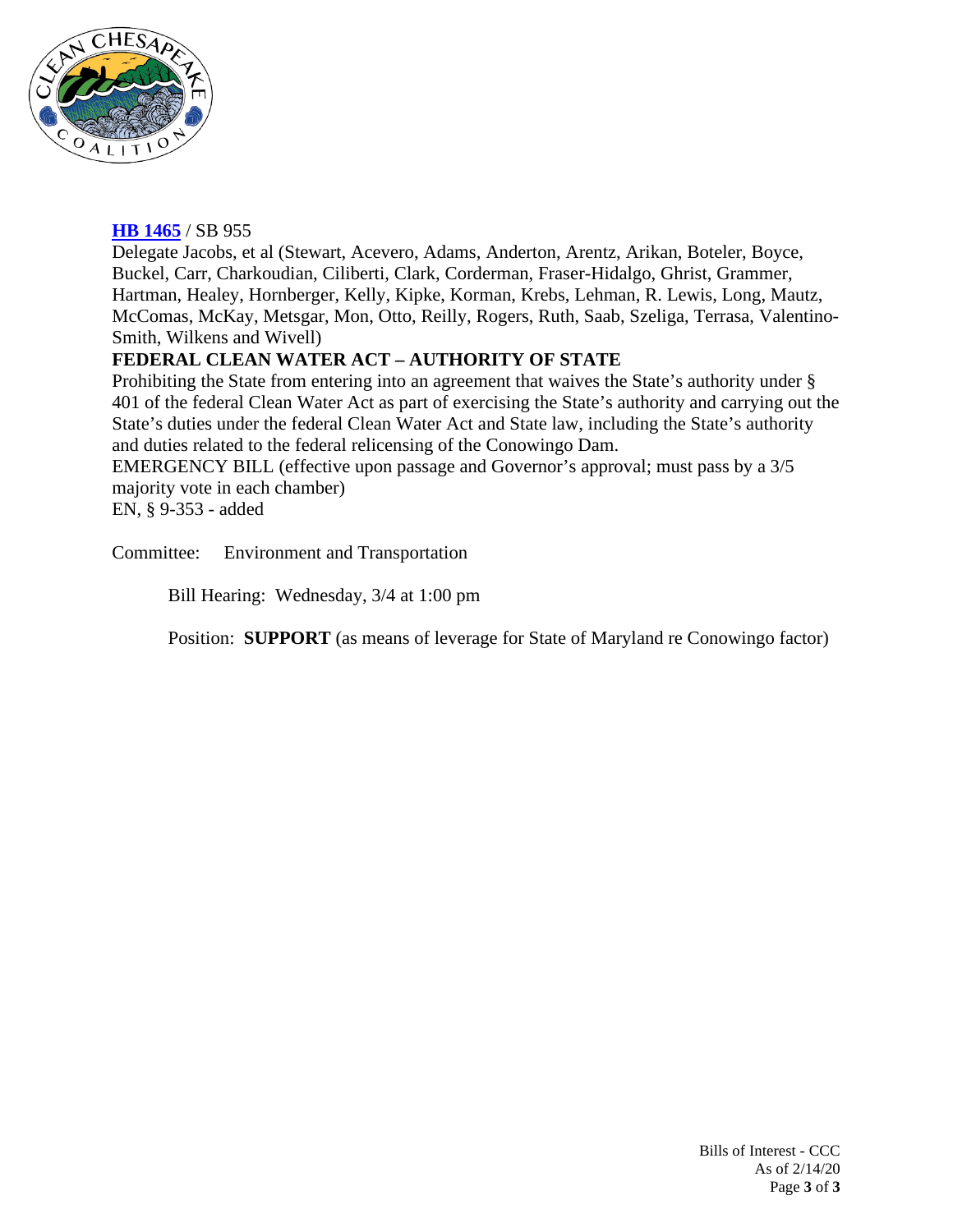**HB 1465** / SB 955

Delegate Jacobs, et al (Stewart, Acevero, Adams, Anderton, Arentz, Arikan, Boteler, Boyce, Buckel, Carr, Charkoudian, Ciliberti, Clark, Corderman, Fraser-Hidalgo, Ghrist, Grammer, Hartman, Healey, Hornberger, Kelly, Kipke, Korman, Krebs, Lehman, R. Lewis, Long, Mautz, McComas, McKay, Metsgar, Mon, Otto, Reilly, Rogers, Ruth, Saab, Szeliga, Terrasa, Valentino-Smith, Wilkens and Wivell)

**FEDERAL CLEAN WATER ACT – AUTHORITY OF STATE**

Prohibiting the State from entering into an agreement that waives the State's authority under § 401 of the federal Clean Water Act as part of exercising the State's authority and carrying out the State's duties under the federal Clean Water Act and State law, including the State's authority and duties related to the federal relicensing of the Conowingo Dam.

EMERGENCY BILL (effective upon passage and Governor's approval; must pass by a 3/5 majority vote in each chamber)

EN, § 9-353 - added

Committee: Environment and Transportation

Bill Hearing: Wednesday, 3/4 at 1:00 pm

Position: **SUPPORT** (as means of leverage for State of Maryland re Conowingo factor)